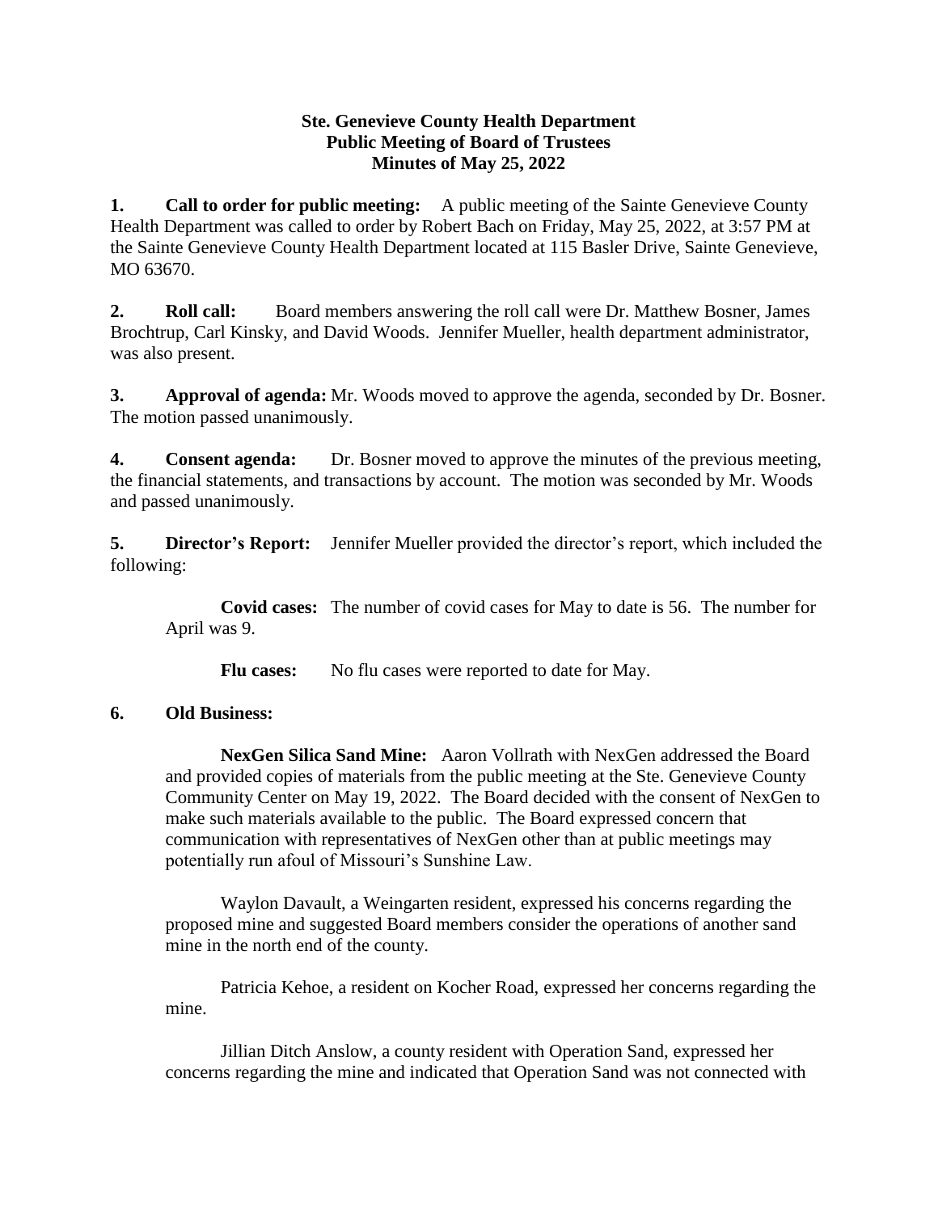**Ste. Genevieve County Health Department**
**Public Meeting of Board of Trustees**
**Minutes of May 25, 2022**

**1. Call to order for public meeting:** A public meeting of the Sainte Genevieve County Health Department was called to order by Robert Bach on Friday, May 25, 2022, at 3:57 PM at the Sainte Genevieve County Health Department located at 115 Basler Drive, Sainte Genevieve, MO 63670.

**2. Roll call:** Board members answering the roll call were Dr. Matthew Bosner, James Brochtrup, Carl Kinsky, and David Woods. Jennifer Mueller, health department administrator, was also present.

**3. Approval of agenda:** Mr. Woods moved to approve the agenda, seconded by Dr. Bosner. The motion passed unanimously.

**4. Consent agenda:** Dr. Bosner moved to approve the minutes of the previous meeting, the financial statements, and transactions by account. The motion was seconded by Mr. Woods and passed unanimously.

**5. Director's Report:** Jennifer Mueller provided the director's report, which included the following:

**Covid cases:** The number of covid cases for May to date is 56. The number for April was 9.

**Flu cases:** No flu cases were reported to date for May.

**6. Old Business:**

**NexGen Silica Sand Mine:** Aaron Vollrath with NexGen addressed the Board and provided copies of materials from the public meeting at the Ste. Genevieve County Community Center on May 19, 2022. The Board decided with the consent of NexGen to make such materials available to the public. The Board expressed concern that communication with representatives of NexGen other than at public meetings may potentially run afoul of Missouri's Sunshine Law.

Waylon Davault, a Weingarten resident, expressed his concerns regarding the proposed mine and suggested Board members consider the operations of another sand mine in the north end of the county.

Patricia Kehoe, a resident on Kocher Road, expressed her concerns regarding the mine.

Jillian Ditch Anslow, a county resident with Operation Sand, expressed her concerns regarding the mine and indicated that Operation Sand was not connected with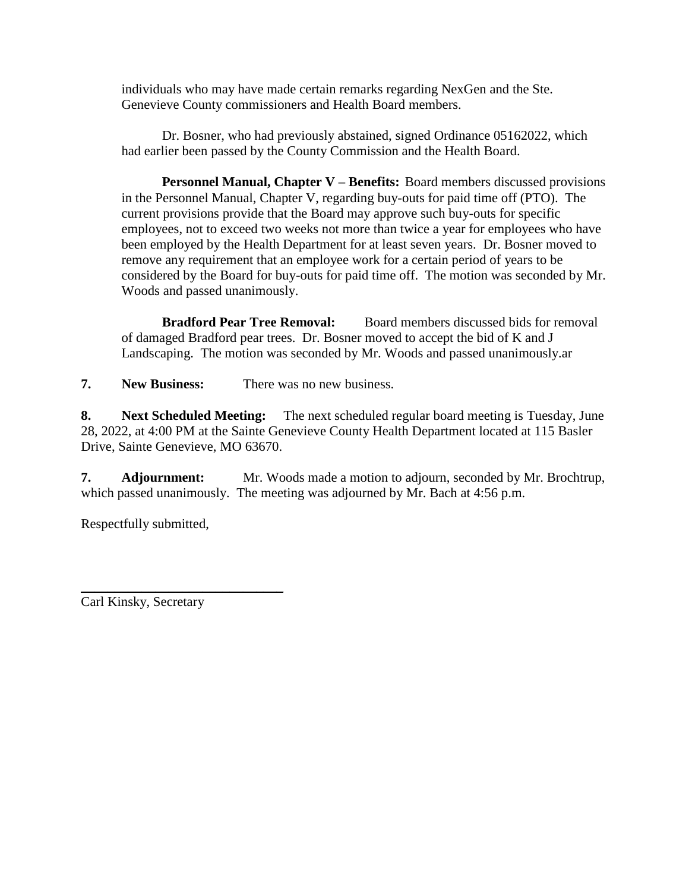individuals who may have made certain remarks regarding NexGen and the Ste. Genevieve County commissioners and Health Board members.

Dr. Bosner, who had previously abstained, signed Ordinance 05162022, which had earlier been passed by the County Commission and the Health Board.

**Personnel Manual, Chapter V – Benefits:** Board members discussed provisions in the Personnel Manual, Chapter V, regarding buy-outs for paid time off (PTO). The current provisions provide that the Board may approve such buy-outs for specific employees, not to exceed two weeks not more than twice a year for employees who have been employed by the Health Department for at least seven years. Dr. Bosner moved to remove any requirement that an employee work for a certain period of years to be considered by the Board for buy-outs for paid time off. The motion was seconded by Mr. Woods and passed unanimously.

**Bradford Pear Tree Removal:** Board members discussed bids for removal of damaged Bradford pear trees. Dr. Bosner moved to accept the bid of K and J Landscaping. The motion was seconded by Mr. Woods and passed unanimously.ar

**7. New Business:** There was no new business.

**8. Next Scheduled Meeting:** The next scheduled regular board meeting is Tuesday, June 28, 2022, at 4:00 PM at the Sainte Genevieve County Health Department located at 115 Basler Drive, Sainte Genevieve, MO 63670.

**7. Adjournment:** Mr. Woods made a motion to adjourn, seconded by Mr. Brochtrup, which passed unanimously. The meeting was adjourned by Mr. Bach at 4:56 p.m.

Respectfully submitted,

\_\_\_\_\_\_\_\_\_\_\_\_\_\_\_\_\_\_\_\_\_\_\_\_\_\_\_\_\_\_

Carl Kinsky, Secretary